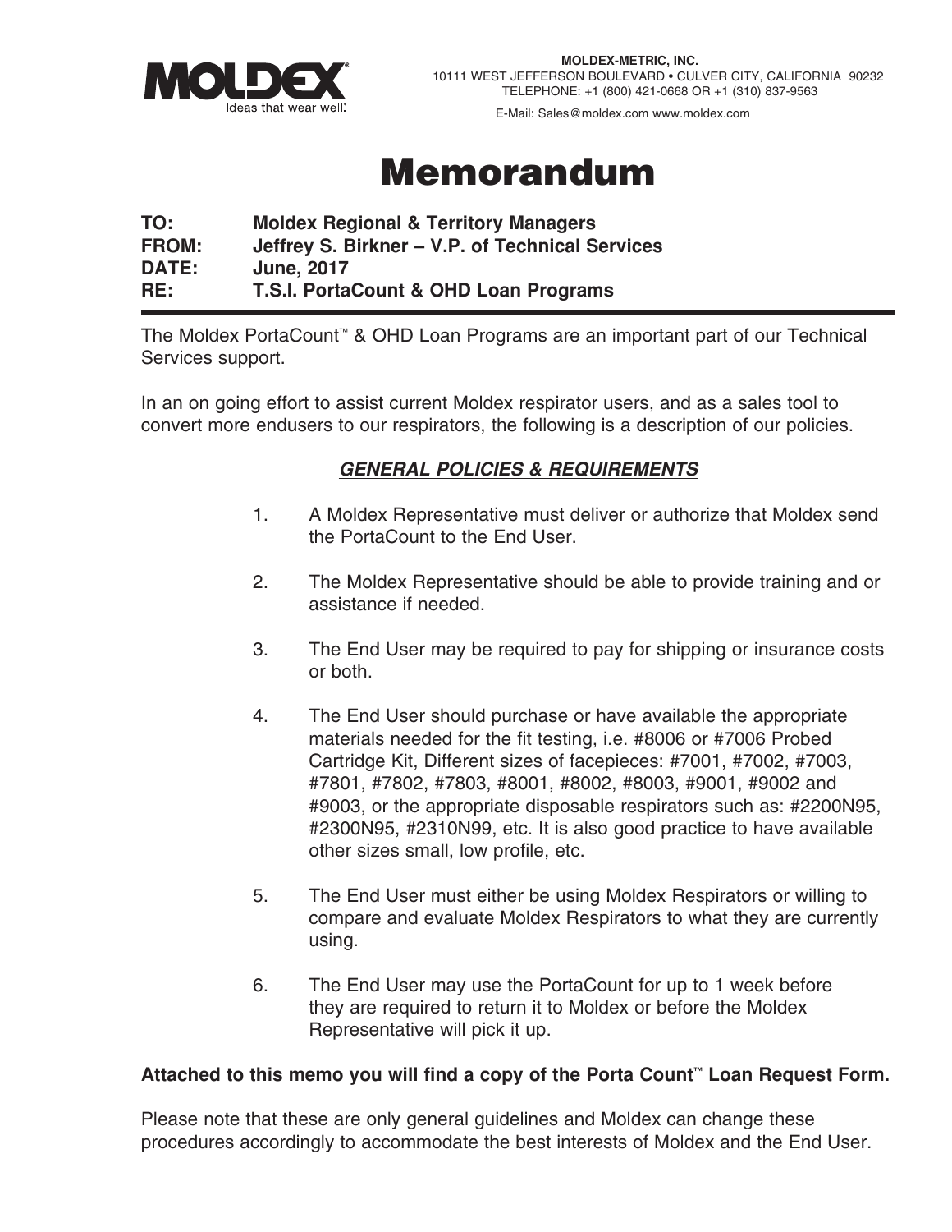**MOLDEX**
Ideas that wear well.

**MOLDEX-METRIC, INC.**
10111 WEST JEFFERSON BOULEVARD • CULVER CITY, CALIFORNIA 90232
TELEPHONE: +1 (800) 421-0668 OR +1 (310) 837-9563
E-Mail: Sales@moldex.com www.moldex.com

# Memorandum

**TO:** Moldex Regional & Territory Managers
**FROM:** Jeffrey S. Birkner – V.P. of Technical Services
**DATE:** June, 2017
**RE:** T.S.I. PortaCount & OHD Loan Programs

---

The Moldex PortaCount™ & OHD Loan Programs are an important part of our Technical Services support.

In an on going effort to assist current Moldex respirator users, and as a sales tool to convert more endusers to our respirators, the following is a description of our policies.

## ***GENERAL POLICIES & REQUIREMENTS***

1. A Moldex Representative must deliver or authorize that Moldex send the PortaCount to the End User.

2. The Moldex Representative should be able to provide training and or assistance if needed.

3. The End User may be required to pay for shipping or insurance costs or both.

4. The End User should purchase or have available the appropriate materials needed for the fit testing, i.e. #8006 or #7006 Probed Cartridge Kit, Different sizes of facepieces: #7001, #7002, #7003, #7801, #7802, #7803, #8001, #8002, #8003, #9001, #9002 and #9003, or the appropriate disposable respirators such as: #2200N95, #2300N95, #2310N99, etc. It is also good practice to have available other sizes small, low profile, etc.

5. The End User must either be using Moldex Respirators or willing to compare and evaluate Moldex Respirators to what they are currently using.

6. The End User may use the PortaCount for up to 1 week before they are required to return it to Moldex or before the Moldex Representative will pick it up.

**Attached to this memo you will find a copy of the Porta Count™ Loan Request Form.**

Please note that these are only general guidelines and Moldex can change these procedures accordingly to accommodate the best interests of Moldex and the End User.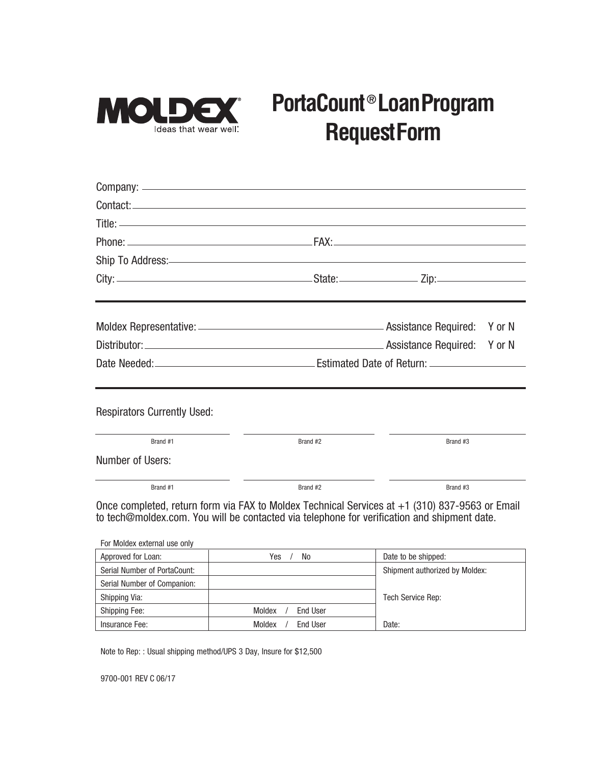MOLDEX
Ideas that wear well.

# PortaCount® Loan Program Request Form

Company: ______________________________

Contact: ______________________________

Title: ______________________________

Phone: ______________________ FAX: ______________________

Ship To Address: ______________________________

City: ______________________ State: __________ Zip: __________

---

Moldex Representative: ______________________ Assistance Required: Y or N

Distributor: ______________________ Assistance Required: Y or N

Date Needed: ______________________ Estimated Date of Return: ______________________

---

Respirators Currently Used:

| ______________ | ______________ | ______________ |
|---|---|---|
| Brand #1 | Brand #2 | Brand #3 |

Number of Users:

| ______________ | ______________ | ______________ |
|---|---|---|
| Brand #1 | Brand #2 | Brand #3 |

Once completed, return form via FAX to Moldex Technical Services at +1 (310) 837-9563 or Email to tech@moldex.com. You will be contacted via telephone for verification and shipment date.

For Moldex external use only

| Approved for Loan: | Yes / No | Date to be shipped: |
|---|---|---|
| Serial Number of PortaCount: | | Shipment authorized by Moldex: |
| Serial Number of Companion: | | |
| Shipping Via: | | Tech Service Rep: |
| Shipping Fee: | Moldex / End User | |
| Insurance Fee: | Moldex / End User | Date: |

Note to Rep: : Usual shipping method/UPS 3 Day, Insure for $12,500

9700-001 REV C 06/17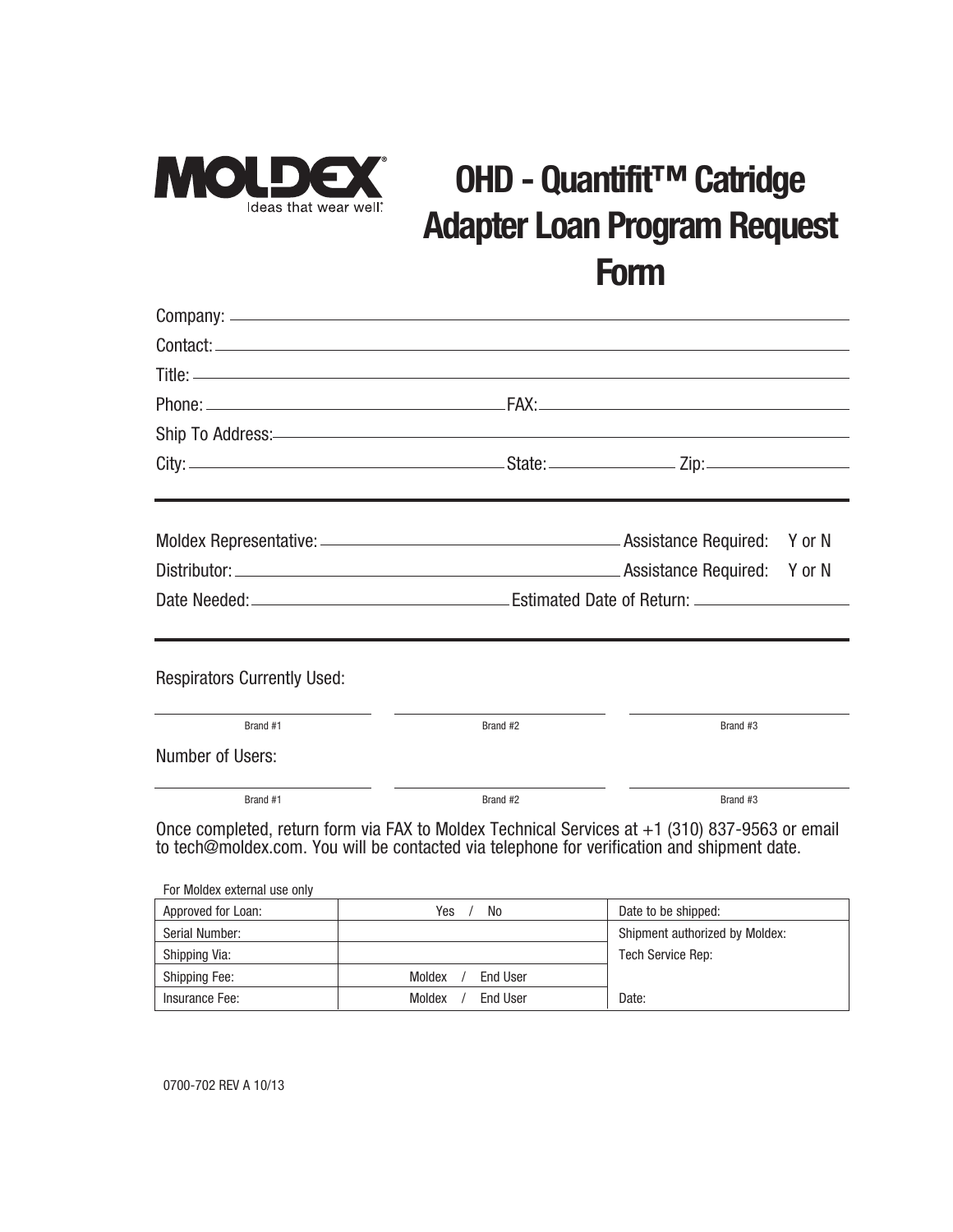MOLDEX
Ideas that wear well.

# OHD - Quantifit™ Catridge Adapter Loan Program Request Form

Company: ______________________________

Contact: ______________________________

Title: ______________________________

Phone: ______________________ FAX: ______________________

Ship To Address: ______________________________

City: ______________________ State: ____________ Zip: ____________

---

Moldex Representative: ______________________ Assistance Required: Y or N

Distributor: ______________________ Assistance Required: Y or N

Date Needed: ______________________ Estimated Date of Return: ______________________

---

Respirators Currently Used:

| Brand #1 | Brand #2 | Brand #3 |
|---|---|---|
| | | |

Number of Users:

| Brand #1 | Brand #2 | Brand #3 |
|---|---|---|
| | | |

Once completed, return form via FAX to Moldex Technical Services at +1 (310) 837-9563 or email to tech@moldex.com. You will be contacted via telephone for verification and shipment date.

For Moldex external use only

| | | |
|---|---|---|
| Approved for Loan: | Yes / No | Date to be shipped: |
| Serial Number: | | Shipment authorized by Moldex: |
| Shipping Via: | | Tech Service Rep: |
| Shipping Fee: | Moldex / End User | |
| Insurance Fee: | Moldex / End User | Date: |

0700-702 REV A 10/13